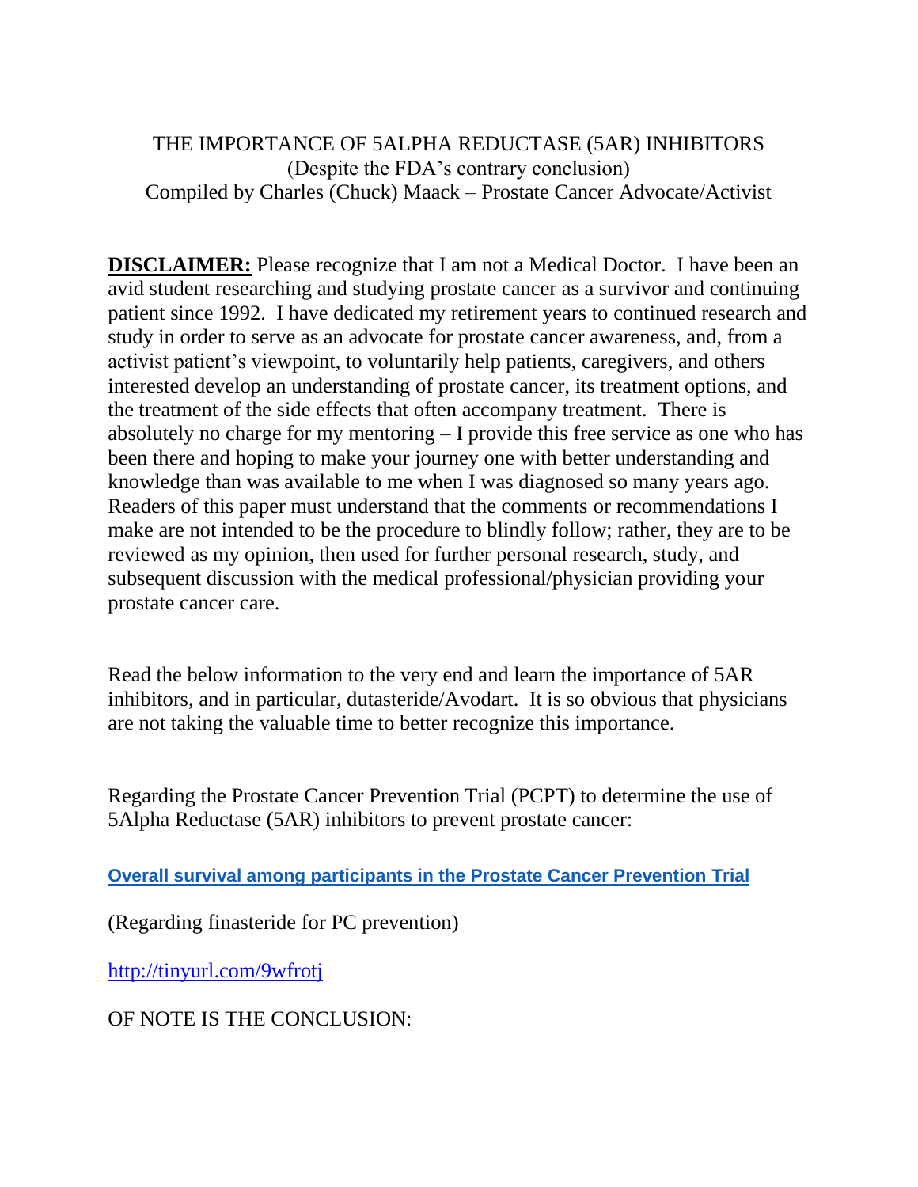# THE IMPORTANCE OF 5ALPHA REDUCTASE (5AR) INHIBITORS

(Despite the FDA's contrary conclusion)

Compiled by Charles (Chuck) Maack – Prostate Cancer Advocate/Activist

**DISCLAIMER:** Please recognize that I am not a Medical Doctor. I have been an avid student researching and studying prostate cancer as a survivor and continuing patient since 1992. I have dedicated my retirement years to continued research and study in order to serve as an advocate for prostate cancer awareness, and, from a activist patient's viewpoint, to voluntarily help patients, caregivers, and others interested develop an understanding of prostate cancer, its treatment options, and the treatment of the side effects that often accompany treatment. There is absolutely no charge for my mentoring – I provide this free service as one who has been there and hoping to make your journey one with better understanding and knowledge than was available to me when I was diagnosed so many years ago. Readers of this paper must understand that the comments or recommendations I make are not intended to be the procedure to blindly follow; rather, they are to be reviewed as my opinion, then used for further personal research, study, and subsequent discussion with the medical professional/physician providing your prostate cancer care.

Read the below information to the very end and learn the importance of 5AR inhibitors, and in particular, dutasteride/Avodart. It is so obvious that physicians are not taking the valuable time to better recognize this importance.

Regarding the Prostate Cancer Prevention Trial (PCPT) to determine the use of 5Alpha Reductase (5AR) inhibitors to prevent prostate cancer:

**[Overall survival among participants in the Prostate Cancer Prevention Trial]**

(Regarding finasteride for PC prevention)

http://tinyurl.com/9wfrotj

OF NOTE IS THE CONCLUSION: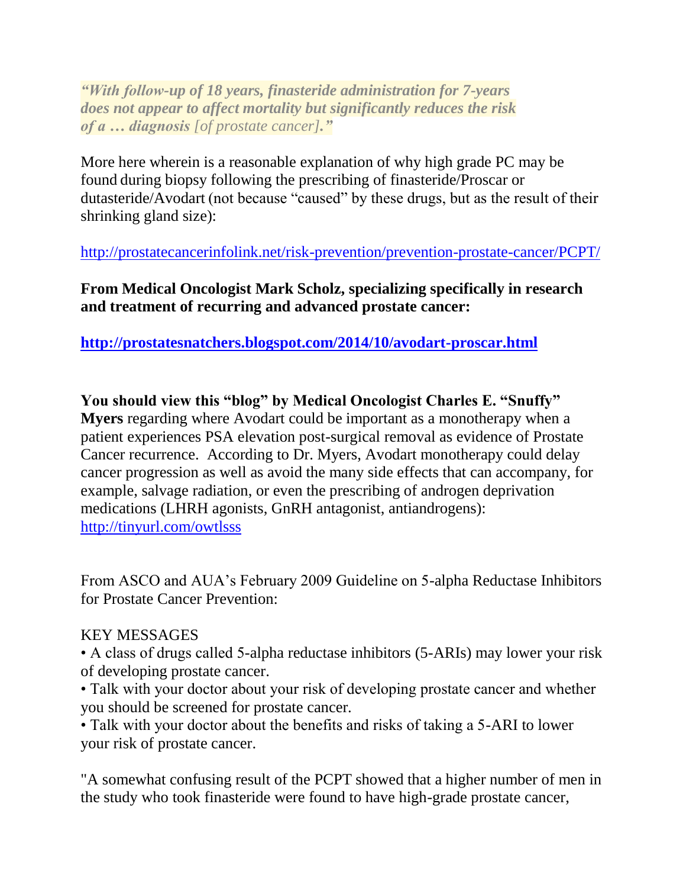*“With follow-up of 18 years, finasteride administration for 7-years does not appear to affect mortality but significantly reduces the risk of a … diagnosis [of prostate cancer].”*

More here wherein is a reasonable explanation of why high grade PC may be found during biopsy following the prescribing of finasteride/Proscar or dutasteride/Avodart (not because “caused” by these drugs, but as the result of their shrinking gland size):

http://prostatecancerinfolink.net/risk-prevention/prevention-prostate-cancer/PCPT/

**From Medical Oncologist Mark Scholz, specializing specifically in research and treatment of recurring and advanced prostate cancer:**

**http://prostatesnatchers.blogspot.com/2014/10/avodart-proscar.html**

**You should view this “blog” by Medical Oncologist Charles E. “Snuffy” Myers** regarding where Avodart could be important as a monotherapy when a patient experiences PSA elevation post-surgical removal as evidence of Prostate Cancer recurrence. According to Dr. Myers, Avodart monotherapy could delay cancer progression as well as avoid the many side effects that can accompany, for example, salvage radiation, or even the prescribing of androgen deprivation medications (LHRH agonists, GnRH antagonist, antiandrogens): http://tinyurl.com/owtlsss

From ASCO and AUA’s February 2009 Guideline on 5-alpha Reductase Inhibitors for Prostate Cancer Prevention:

KEY MESSAGES

- A class of drugs called 5-alpha reductase inhibitors (5-ARIs) may lower your risk of developing prostate cancer.
- Talk with your doctor about your risk of developing prostate cancer and whether you should be screened for prostate cancer.
- Talk with your doctor about the benefits and risks of taking a 5-ARI to lower your risk of prostate cancer.

"A somewhat confusing result of the PCPT showed that a higher number of men in the study who took finasteride were found to have high-grade prostate cancer,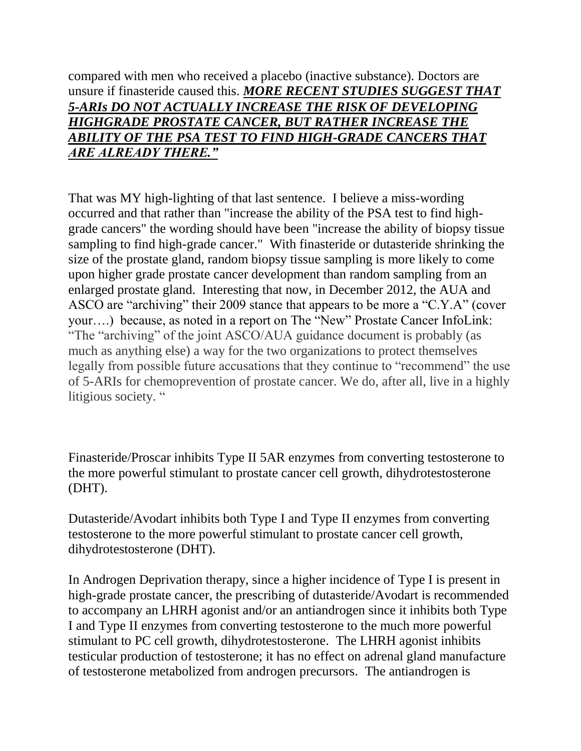compared with men who received a placebo (inactive substance). Doctors are unsure if finasteride caused this. ***MORE RECENT STUDIES SUGGEST THAT 5-ARIs DO NOT ACTUALLY INCREASE THE RISK OF DEVELOPING HIGHGRADE PROSTATE CANCER, BUT RATHER INCREASE THE ABILITY OF THE PSA TEST TO FIND HIGH-GRADE CANCERS THAT ARE ALREADY THERE."***

That was MY high-lighting of that last sentence. I believe a miss-wording occurred and that rather than "increase the ability of the PSA test to find high-grade cancers" the wording should have been "increase the ability of biopsy tissue sampling to find high-grade cancer." With finasteride or dutasteride shrinking the size of the prostate gland, random biopsy tissue sampling is more likely to come upon higher grade prostate cancer development than random sampling from an enlarged prostate gland. Interesting that now, in December 2012, the AUA and ASCO are "archiving" their 2009 stance that appears to be more a "C.Y.A" (cover your….) because, as noted in a report on The "New" Prostate Cancer InfoLink: "The "archiving" of the joint ASCO/AUA guidance document is probably (as much as anything else) a way for the two organizations to protect themselves legally from possible future accusations that they continue to "recommend" the use of 5-ARIs for chemoprevention of prostate cancer. We do, after all, live in a highly litigious society. "

Finasteride/Proscar inhibits Type II 5AR enzymes from converting testosterone to the more powerful stimulant to prostate cancer cell growth, dihydrotestosterone (DHT).

Dutasteride/Avodart inhibits both Type I and Type II enzymes from converting testosterone to the more powerful stimulant to prostate cancer cell growth, dihydrotestosterone (DHT).

In Androgen Deprivation therapy, since a higher incidence of Type I is present in high-grade prostate cancer, the prescribing of dutasteride/Avodart is recommended to accompany an LHRH agonist and/or an antiandrogen since it inhibits both Type I and Type II enzymes from converting testosterone to the much more powerful stimulant to PC cell growth, dihydrotestosterone. The LHRH agonist inhibits testicular production of testosterone; it has no effect on adrenal gland manufacture of testosterone metabolized from androgen precursors. The antiandrogen is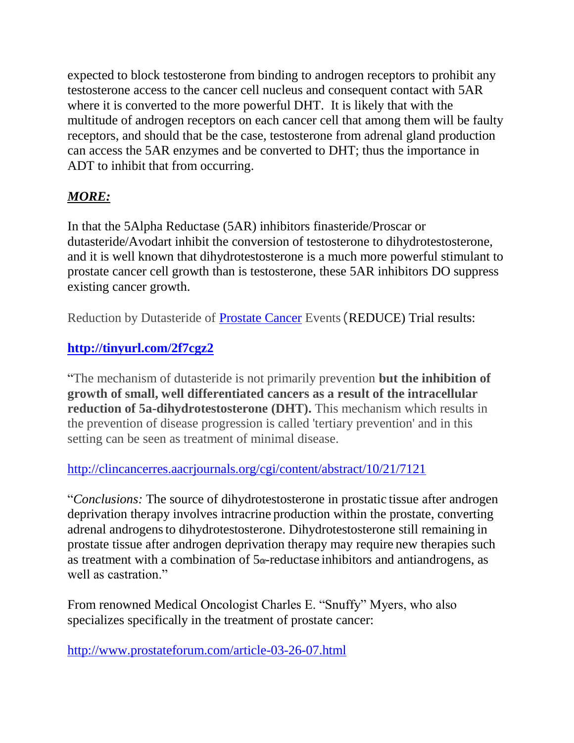expected to block testosterone from binding to androgen receptors to prohibit any testosterone access to the cancer cell nucleus and consequent contact with 5AR where it is converted to the more powerful DHT.  It is likely that with the multitude of androgen receptors on each cancer cell that among them will be faulty receptors, and should that be the case, testosterone from adrenal gland production can access the 5AR enzymes and be converted to DHT; thus the importance in ADT to inhibit that from occurring.

***MORE:***

In that the 5Alpha Reductase (5AR) inhibitors finasteride/Proscar or dutasteride/Avodart inhibit the conversion of testosterone to dihydrotestosterone, and it is well known that dihydrotestosterone is a much more powerful stimulant to prostate cancer cell growth than is testosterone, these 5AR inhibitors DO suppress existing cancer growth.

Reduction by Dutasteride of [Prostate Cancer]() Events (REDUCE) Trial results:

**[http://tinyurl.com/2f7cgz2](http://tinyurl.com/2f7cgz2)**

"The mechanism of dutasteride is not primarily prevention **but the inhibition of growth of small, well differentiated cancers as a result of the intracellular reduction of 5a-dihydrotestosterone (DHT).** This mechanism which results in the prevention of disease progression is called 'tertiary prevention' and in this setting can be seen as treatment of minimal disease.

[http://clincancerres.aacrjournals.org/cgi/content/abstract/10/21/7121](http://clincancerres.aacrjournals.org/cgi/content/abstract/10/21/7121)

"*Conclusions:* The source of dihydrotestosterone in prostatic tissue after androgen deprivation therapy involves intracrine production within the prostate, converting adrenal androgens to dihydrotestosterone. Dihydrotestosterone still remaining in prostate tissue after androgen deprivation therapy may require new therapies such as treatment with a combination of 5α-reductase inhibitors and antiandrogens, as well as castration."

From renowned Medical Oncologist Charles E. "Snuffy" Myers, who also specializes specifically in the treatment of prostate cancer:

[http://www.prostateforum.com/article-03-26-07.html](http://www.prostateforum.com/article-03-26-07.html)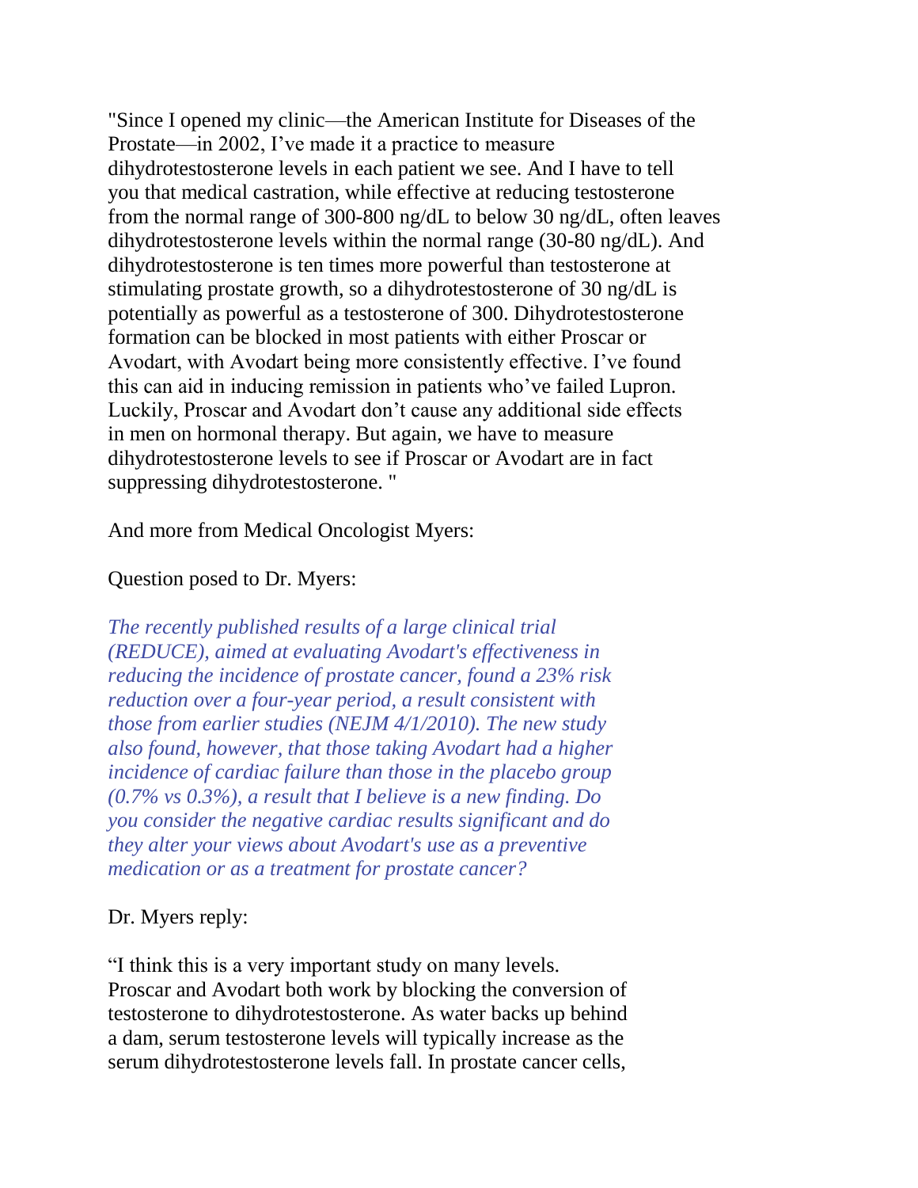"Since I opened my clinic—the American Institute for Diseases of the Prostate—in 2002, I've made it a practice to measure dihydrotestosterone levels in each patient we see. And I have to tell you that medical castration, while effective at reducing testosterone from the normal range of 300-800 ng/dL to below 30 ng/dL, often leaves dihydrotestosterone levels within the normal range (30-80 ng/dL). And dihydrotestosterone is ten times more powerful than testosterone at stimulating prostate growth, so a dihydrotestosterone of 30 ng/dL is potentially as powerful as a testosterone of 300. Dihydrotestosterone formation can be blocked in most patients with either Proscar or Avodart, with Avodart being more consistently effective. I've found this can aid in inducing remission in patients who've failed Lupron. Luckily, Proscar and Avodart don't cause any additional side effects in men on hormonal therapy. But again, we have to measure dihydrotestosterone levels to see if Proscar or Avodart are in fact suppressing dihydrotestosterone. "

And more from Medical Oncologist Myers:

Question posed to Dr. Myers:

*The recently published results of a large clinical trial (REDUCE), aimed at evaluating Avodart's effectiveness in reducing the incidence of prostate cancer, found a 23% risk reduction over a four-year period, a result consistent with those from earlier studies (NEJM 4/1/2010). The new study also found, however, that those taking Avodart had a higher incidence of cardiac failure than those in the placebo group (0.7% vs 0.3%), a result that I believe is a new finding. Do you consider the negative cardiac results significant and do they alter your views about Avodart's use as a preventive medication or as a treatment for prostate cancer?*

Dr. Myers reply:

"I think this is a very important study on many levels. Proscar and Avodart both work by blocking the conversion of testosterone to dihydrotestosterone. As water backs up behind a dam, serum testosterone levels will typically increase as the serum dihydrotestosterone levels fall. In prostate cancer cells,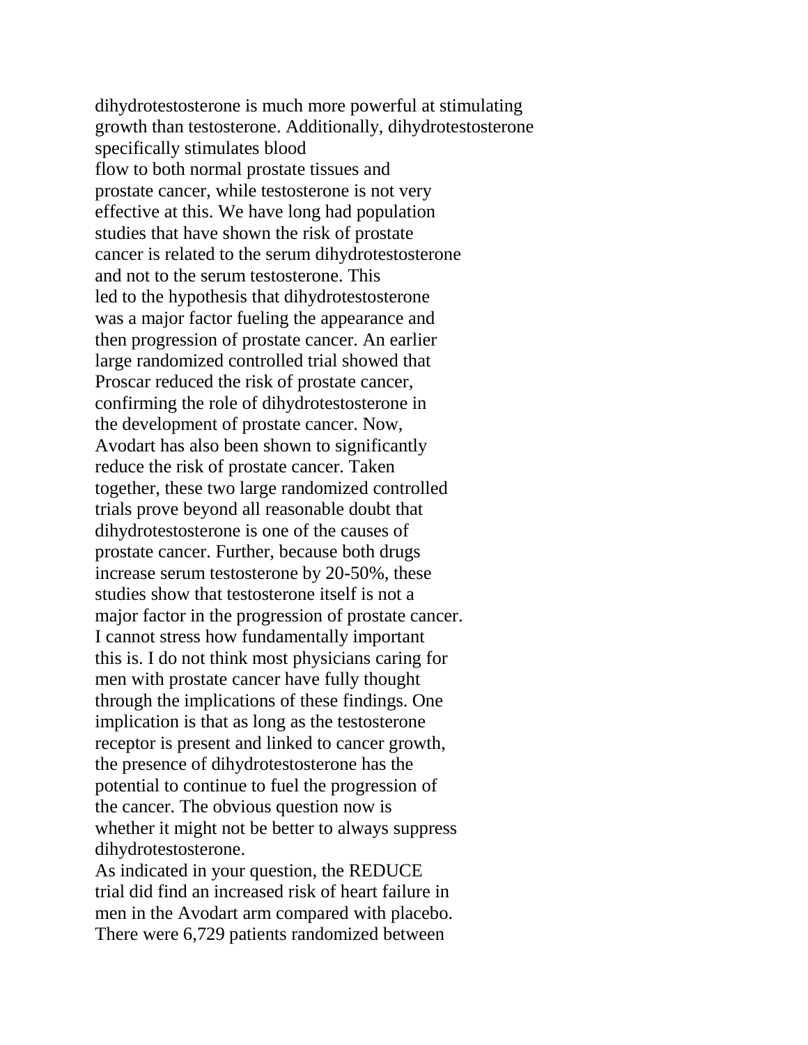dihydrotestosterone is much more powerful at stimulating growth than testosterone. Additionally, dihydrotestosterone specifically stimulates blood flow to both normal prostate tissues and prostate cancer, while testosterone is not very effective at this. We have long had population studies that have shown the risk of prostate cancer is related to the serum dihydrotestosterone and not to the serum testosterone. This led to the hypothesis that dihydrotestosterone was a major factor fueling the appearance and then progression of prostate cancer. An earlier large randomized controlled trial showed that Proscar reduced the risk of prostate cancer, confirming the role of dihydrotestosterone in the development of prostate cancer. Now, Avodart has also been shown to significantly reduce the risk of prostate cancer. Taken together, these two large randomized controlled trials prove beyond all reasonable doubt that dihydrotestosterone is one of the causes of prostate cancer. Further, because both drugs increase serum testosterone by 20-50%, these studies show that testosterone itself is not a major factor in the progression of prostate cancer. I cannot stress how fundamentally important this is. I do not think most physicians caring for men with prostate cancer have fully thought through the implications of these findings. One implication is that as long as the testosterone receptor is present and linked to cancer growth, the presence of dihydrotestosterone has the potential to continue to fuel the progression of the cancer. The obvious question now is whether it might not be better to always suppress dihydrotestosterone.

As indicated in your question, the REDUCE trial did find an increased risk of heart failure in men in the Avodart arm compared with placebo. There were 6,729 patients randomized between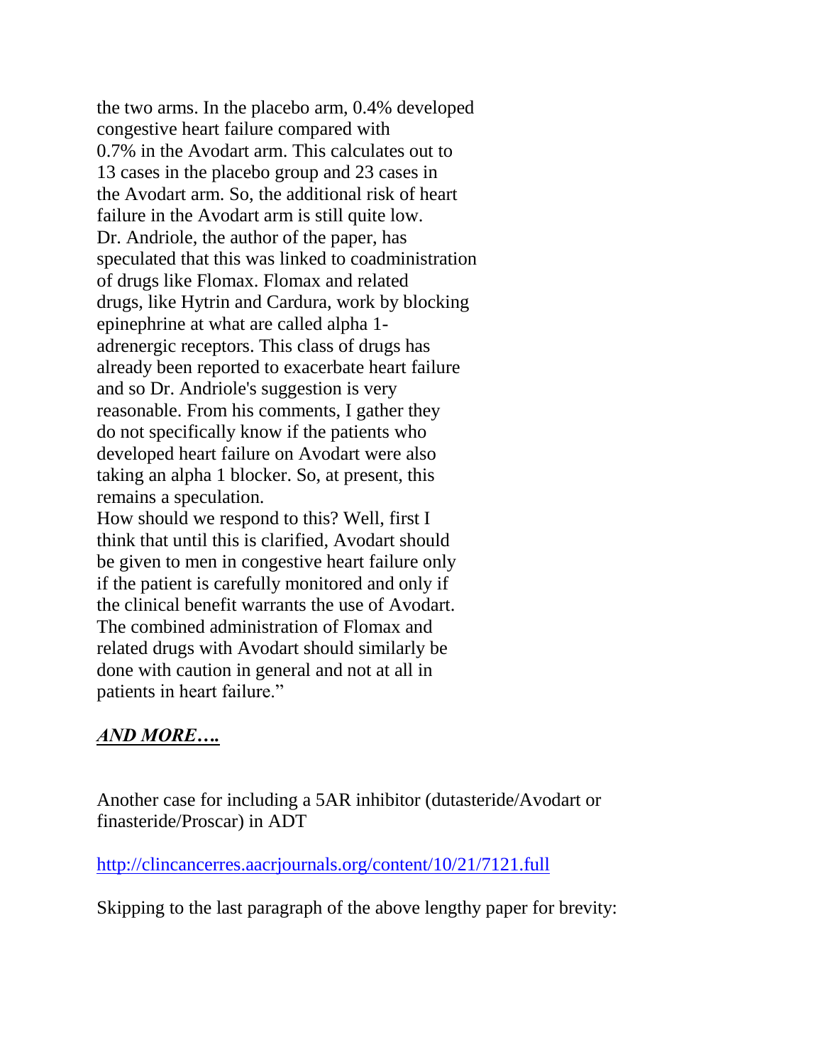the two arms. In the placebo arm, 0.4% developed congestive heart failure compared with 0.7% in the Avodart arm. This calculates out to 13 cases in the placebo group and 23 cases in the Avodart arm. So, the additional risk of heart failure in the Avodart arm is still quite low. Dr. Andriole, the author of the paper, has speculated that this was linked to coadministration of drugs like Flomax. Flomax and related drugs, like Hytrin and Cardura, work by blocking epinephrine at what are called alpha 1-adrenergic receptors. This class of drugs has already been reported to exacerbate heart failure and so Dr. Andriole's suggestion is very reasonable. From his comments, I gather they do not specifically know if the patients who developed heart failure on Avodart were also taking an alpha 1 blocker. So, at present, this remains a speculation.
How should we respond to this? Well, first I think that until this is clarified, Avodart should be given to men in congestive heart failure only if the patient is carefully monitored and only if the clinical benefit warrants the use of Avodart. The combined administration of Flomax and related drugs with Avodart should similarly be done with caution in general and not at all in patients in heart failure."

***AND MORE….***

Another case for including a 5AR inhibitor (dutasteride/Avodart or finasteride/Proscar) in ADT

http://clincancerres.aacrjournals.org/content/10/21/7121.full

Skipping to the last paragraph of the above lengthy paper for brevity: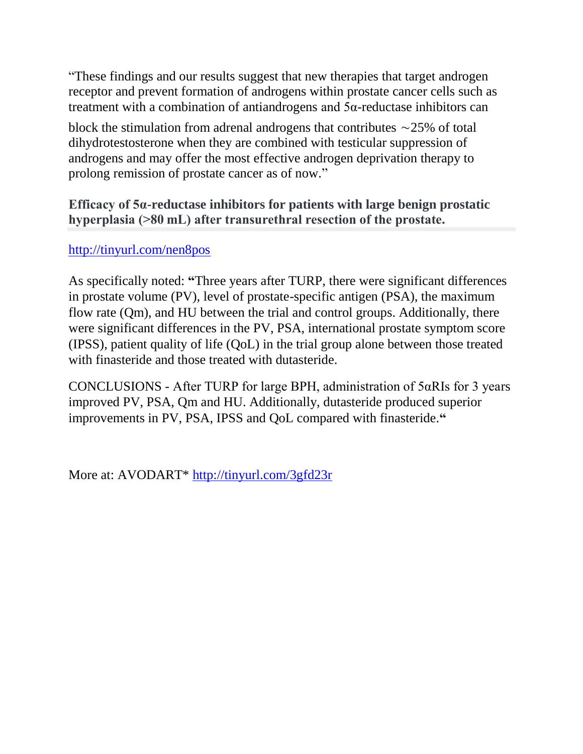"These findings and our results suggest that new therapies that target androgen receptor and prevent formation of androgens within prostate cancer cells such as treatment with a combination of antiandrogens and 5α-reductase inhibitors can block the stimulation from adrenal androgens that contributes ∼25% of total dihydrotestosterone when they are combined with testicular suppression of androgens and may offer the most effective androgen deprivation therapy to prolong remission of prostate cancer as of now."

**Efficacy of 5α-reductase inhibitors for patients with large benign prostatic hyperplasia (>80 mL) after transurethral resection of the prostate.**

http://tinyurl.com/nen8pos

As specifically noted: **"**Three years after TURP, there were significant differences in prostate volume (PV), level of prostate-specific antigen (PSA), the maximum flow rate (Qm), and HU between the trial and control groups. Additionally, there were significant differences in the PV, PSA, international prostate symptom score (IPSS), patient quality of life (QoL) in the trial group alone between those treated with finasteride and those treated with dutasteride.

CONCLUSIONS - After TURP for large BPH, administration of 5αRIs for 3 years improved PV, PSA, Qm and HU. Additionally, dutasteride produced superior improvements in PV, PSA, IPSS and QoL compared with finasteride.**"**

More at: AVODART* http://tinyurl.com/3gfd23r